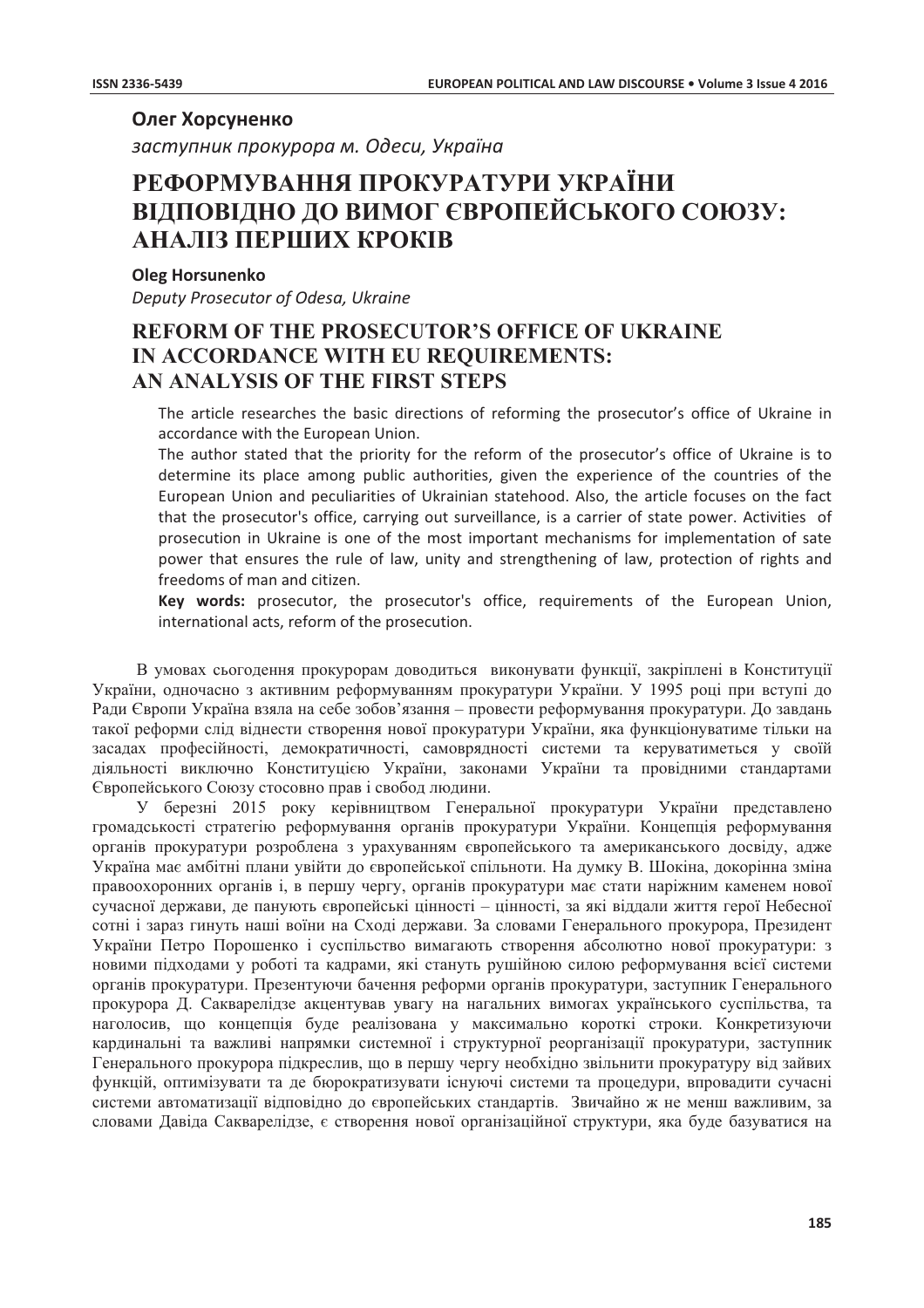**Олег Хорсуненко**

*заступник прокурора м. Одеси, Україна*

# РЕФОРМУВАННЯ ПРОКУРАТУРИ УКРАЇНИ ВІДПОВІДНО ДО ВИМОГ ЄВРОПЕЙСЬКОГО СОЮЗУ: АНАЛІЗ ПЕРШИХ КРОКІВ

**Oleg Horsunenko**

*Deputy Prosecutor of Odesa, Ukraine*

# REFORM OF THE PROSECUTOR'S OFFICE OF UKRAINE IN ACCORDANCE WITH EU REQUIREMENTS: AN ANALYSIS OF THE FIRST STEPS

The article researches the basic directions of reforming the prosecutor's office of Ukraine in accordance with the European Union.

The author stated that the priority for the reform of the prosecutor's office of Ukraine is to determine its place among public authorities, given the experience of the countries of the European Union and peculiarities of Ukrainian statehood. Also, the article focuses on the fact that the prosecutor's office, carrying out surveillance, is a carrier of state power. Activities of prosecution in Ukraine is one of the most important mechanisms for implementation of sate power that ensures the rule of law, unity and strengthening of law, protection of rights and freedoms of man and citizen.

**Key words:** prosecutor, the prosecutor's office, requirements of the European Union, international acts, reform of the prosecution.

В умовах сьогодення прокурорам доводиться виконувати функції, закріплені в Конституції України, одночасно з активним реформуванням прокуратури України. У 1995 році при вступі до Ради Європи Україна взяла на себе зобов'язання – провести реформування прокуратури. До завдань такої реформи слід віднести створення нової прокуратури України, яка функціонуватиме тільки на засадах професійності, демократичності, самоврядності системи та керуватиметься у своїй діяльності виключно Конституцією України, законами України та провідними стандартами Європейського Союзу стосовно прав і свобод людини.

У березні 2015 року керівництвом Генеральної прокуратури України представлено громадськості стратегію реформування органів прокуратури України. Концепція реформування органів прокуратури розроблена з урахуванням європейського та американського досвіду, адже Україна має амбітні плани увійти до європейської спільноти. На думку В. Шокіна, докорінна зміна правоохоронних органів і, в першу чергу, органів прокуратури має стати наріжним каменем нової сучасної держави, де панують європейські цінності – цінності, за які віддали життя герої Небесної сотні і зараз гинуть наші воїни на Сході держави. За словами Генерального прокурора, Президент України Петро Порошенко і суспільство вимагають створення абсолютно нової прокуратури: з новими підходами у роботі та кадрами, які стануть рушійною силою реформування всієї системи органів прокуратури. Презентуючи бачення реформи органів прокуратури, заступник Генерального прокурора Д. Сакварелідзе акцентував увагу на нагальних вимогах українського суспільства, та наголосив, що концепція буде реалізована у максимально короткі строки. Конкретизуючи кардинальні та важливі напрямки системної і структурної реорганізації прокуратури, заступник Генерального прокурора підкреслив, що в першу чергу необхідно звільнити прокуратуру від зайвих функцій, оптимізувати та де бюрократизувати існуючі системи та процедури, впровадити сучасні системи автоматизації відповідно до європейських стандартів. Звичайно ж не менш важливим, за словами Давіда Сакварелідзе, є створення нової організаційної структури, яка буде базуватися на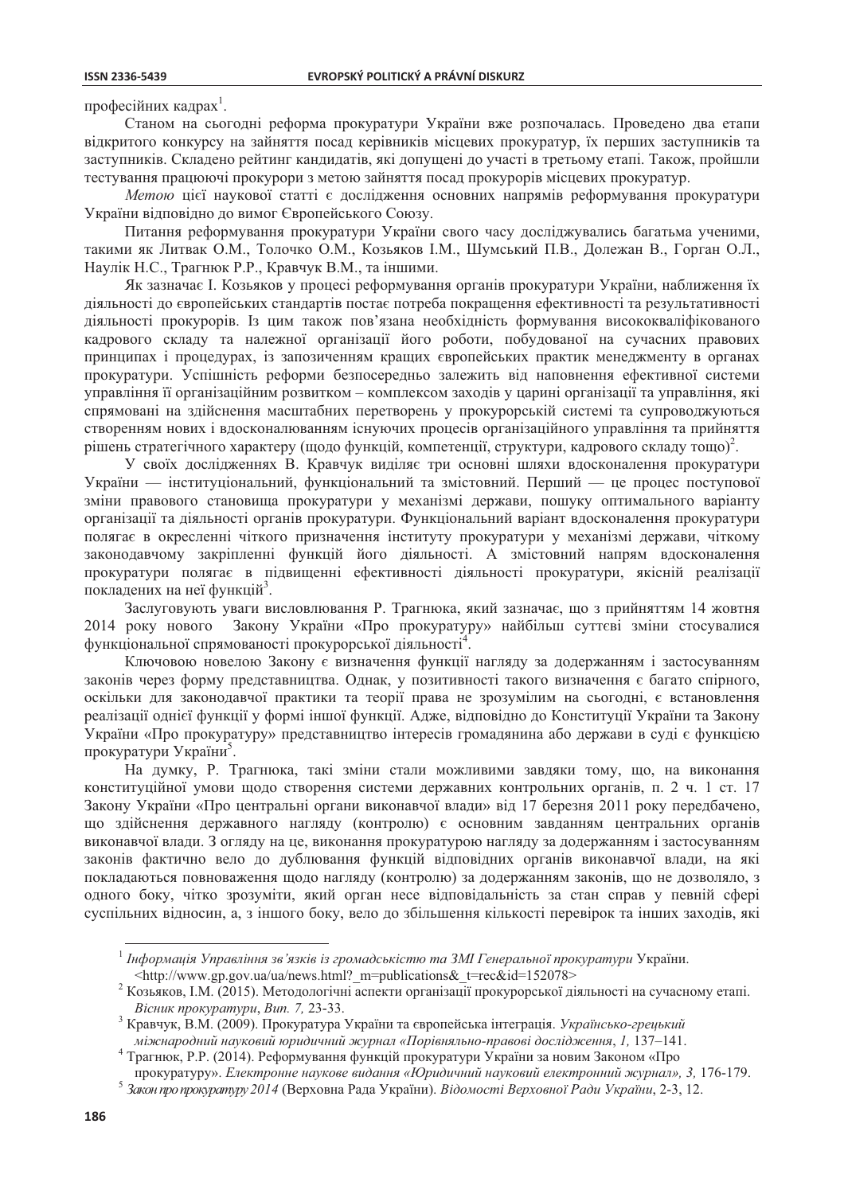професійних кадрах[1].

Станом на сьогодні реформа прокуратури України вже розпочалась. Проведено два етапи відкритого конкурсу на зайняття посад керівників місцевих прокуратур, їх перших заступників та заступників. Складено рейтинг кандидатів, які допущені до участі в третьому етапі. Також, пройшли тестування працюючі прокурори з метою зайняття посад прокурорів місцевих прокуратур.

*Метою* цієї наукової статті є дослідження основних напрямів реформування прокуратури України відповідно до вимог Європейського Союзу.

Питання реформування прокуратури України свого часу досліджувались багатьма ученими, такими як Литвак О.М., Толочко О.М., Козьяков І.М., Шумський П.В., Долежан В., Горган О.Л., Наулік Н.С., Трагнюк Р.Р., Кравчук В.М., та іншими.

Як зазначає І. Козьяков у процесі реформування органів прокуратури України, наближення їх діяльності до європейських стандартів постає потреба покращення ефективності та результативності діяльності прокурорів. Із цим також пов'язана необхідність формування висококваліфікованого кадрового складу та належної організації його роботи, побудованої на сучасних правових принципах і процедурах, із запозиченням кращих європейських практик менеджменту в органах прокуратури. Успішність реформи безпосередньо залежить від наповнення ефективної системи управління її організаційним розвитком – комплексом заходів у царині організації та управління, які спрямовані на здійснення масштабних перетворень у прокурорській системі та супроводжуються створенням нових і вдосконалюванням існуючих процесів організаційного управління та прийняття рішень стратегічного характеру (щодо функцій, компетенції, структури, кадрового складу тощо)[2].

У своїх дослідженнях В. Кравчук виділяє три основні шляхи вдосконалення прокуратури України — інституціональний, функціональний та змістовний. Перший — це процес поступової зміни правового становища прокуратури у механізмі держави, пошуку оптимального варіанту організації та діяльності органів прокуратури. Функціональний варіант вдосконалення прокуратури полягає в окресленні чіткого призначення інституту прокуратури у механізмі держави, чіткому законодавчому закріпленні функцій його діяльності. А змістовний напрям вдосконалення прокуратури полягає в підвищенні ефективності діяльності прокуратури, якісній реалізації покладених на неї функцій[3].

Заслуговують уваги висловлювання Р. Трагнюка, який зазначає, що з прийняттям 14 жовтня 2014 року нового Закону України «Про прокуратуру» найбільш суттєві зміни стосувалися функціональної спрямованості прокурорської діяльності[4].

Ключовою новелою Закону є визначення функції нагляду за додержанням і застосуванням законів через форму представництва. Однак, у позитивності такого визначення є багато спірного, оскільки для законодавчої практики та теорії права не зрозумілим на сьогодні, є встановлення реалізації однієї функції у формі іншої функції. Адже, відповідно до Конституції України та Закону України «Про прокуратуру» представництво інтересів громадянина або держави в суді є функцією прокуратури України[5].

На думку, Р. Трагнюка, такі зміни стали можливими завдяки тому, що, на виконання конституційної умови щодо створення системи державних контрольних органів, п. 2 ч. 1 ст. 17 Закону України «Про центральні органи виконавчої влади» від 17 березня 2011 року передбачено, що здійснення державного нагляду (контролю) є основним завданням центральних органів виконавчої влади. З огляду на це, виконання прокуратурою нагляду за додержанням і застосуванням законів фактично вело до дублювання функцій відповідних органів виконавчої влади, на які покладаються повноваження щодо нагляду (контролю) за додержанням законів, що не дозволяло, з одного боку, чітко зрозуміти, який орган несе відповідальність за стан справ у певній сфері суспільних відносин, а, з іншого боку, вело до збільшення кількості перевірок та інших заходів, які

---

[1] *Інформація Управління зв'язків із громадськістю та ЗМІ Генеральної прокуратури* України. <http://www.gp.gov.ua/ua/news.html?_m=publications&_t=rec&id=152078>

[2] Козьяков, І.М. (2015). Методологічні аспекти організації прокурорської діяльності на сучасному етапі. *Вісник прокуратури*, *Вип. 7,* 23-33.

[3] Кравчук, В.М. (2009). Прокуратура України та європейська інтеграція. *Українсько-грецький міжнародний науковий юридичний журнал «Порівняльно-правові дослідження*, *1,* 137–141.

[4] Трагнюк, Р.Р. (2014). Реформування функцій прокуратури України за новим Законом «Про прокуратуру». *Електронне наукове видання «Юридичний науковий електронний журнал», 3,* 176-179.

[5] *Закон про прокуратуру 2014* (Верховна Рада України). *Відомості Верховної Ради України*, 2-3, 12.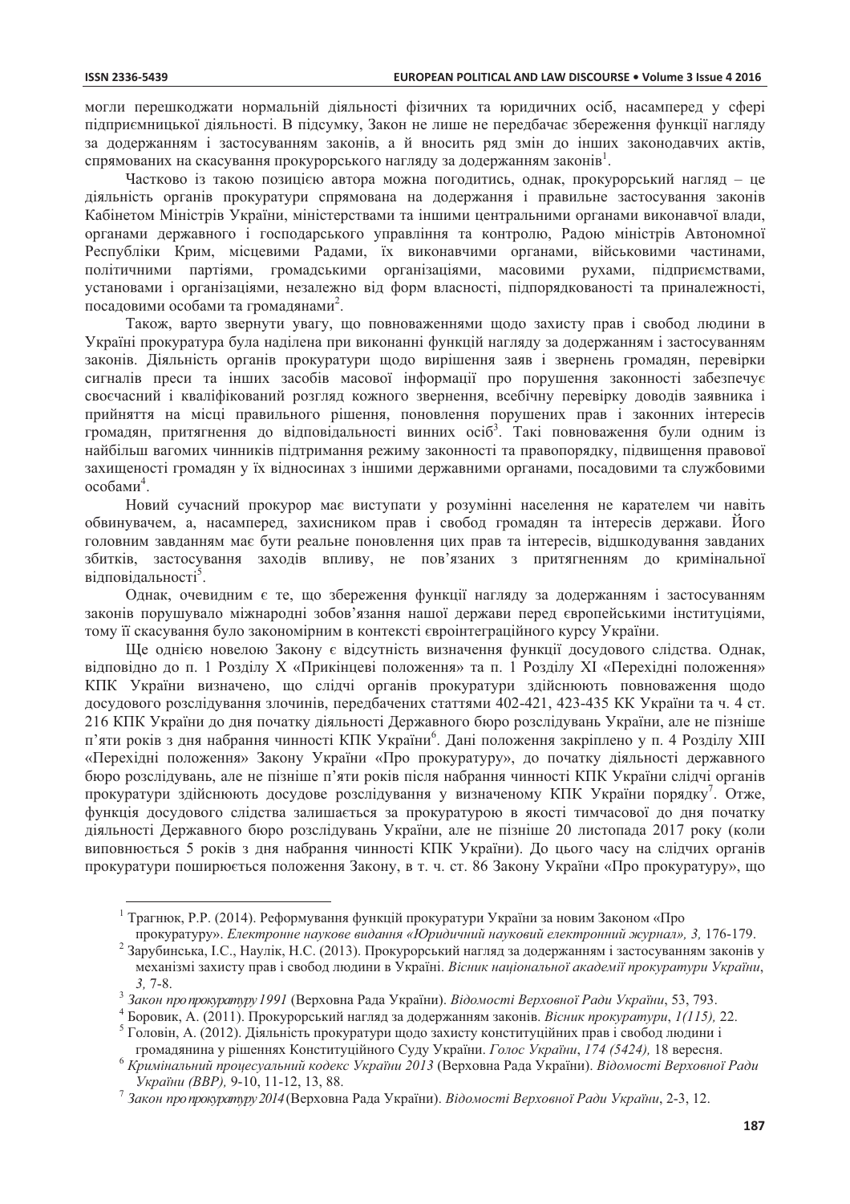могли перешкоджати нормальній діяльності фізичних та юридичних осіб, насамперед у сфері підприємницької діяльності. В підсумку, Закон не лише не передбачає збереження функції нагляду за додержанням і застосуванням законів, а й вносить ряд змін до інших законодавчих актів, спрямованих на скасування прокурорського нагляду за додержанням законів[1].

Частково із такою позицією автора можна погодитись, однак, прокурорський нагляд – це діяльність органів прокуратури спрямована на додержання і правильне застосування законів Кабінетом Міністрів України, міністерствами та іншими центральними органами виконавчої влади, органами державного і господарського управління та контролю, Радою міністрів Автономної Республіки Крим, місцевими Радами, їх виконавчими органами, військовими частинами, політичними партіями, громадськими організаціями, масовими рухами, підприємствами, установами і організаціями, незалежно від форм власності, підпорядкованості та приналежності, посадовими особами та громадянами[2].

Також, варто звернути увагу, що повноваженнями щодо захисту прав і свобод людини в Україні прокуратура була наділена при виконанні функцій нагляду за додержанням і застосуванням законів. Діяльність органів прокуратури щодо вирішення заяв і звернень громадян, перевірки сигналів преси та інших засобів масової інформації про порушення законності забезпечує своєчасний і кваліфікований розгляд кожного звернення, всебічну перевірку доводів заявника і прийняття на місці правильного рішення, поновлення порушених прав і законних інтересів громадян, притягнення до відповідальності винних осіб[3]. Такі повноваження були одним із найбільш вагомих чинників підтримання режиму законності та правопорядку, підвищення правової захищеності громадян у їх відносинах з іншими державними органами, посадовими та службовими особами[4].

Новий сучасний прокурор має виступати у розумінні населення не карателем чи навіть обвинувачем, а, насамперед, захисником прав і свобод громадян та інтересів держави. Його головним завданням має бути реальне поновлення цих прав та інтересів, відшкодування завданих збитків, застосування заходів впливу, не пов'язаних з притягненням до кримінальної відповідальності[5].

Однак, очевидним є те, що збереження функції нагляду за додержанням і застосуванням законів порушувало міжнародні зобов'язання нашої держави перед європейськими інституціями, тому її скасування було закономірним в контексті євроінтеграційного курсу України.

Ще однією новелою Закону є відсутність визначення функції досудового слідства. Однак, відповідно до п. 1 Розділу X «Прикінцеві положення» та п. 1 Розділу XI «Перехідні положення» КПК України визначено, що слідчі органів прокуратури здійснюють повноваження щодо досудового розслідування злочинів, передбачених статтями 402-421, 423-435 КК України та ч. 4 ст. 216 КПК України до дня початку діяльності Державного бюро розслідувань України, але не пізніше п'яти років з дня набрання чинності КПК України[6]. Дані положення закріплено у п. 4 Розділу XIII «Перехідні положення» Закону України «Про прокуратуру», до початку діяльності державного бюро розслідувань, але не пізніше п'яти років після набрання чинності КПК України слідчі органів прокуратури здійснюють досудове розслідування у визначеному КПК України порядку[7]. Отже, функція досудового слідства залишається за прокуратурою в якості тимчасової до дня початку діяльності Державного бюро розслідувань України, але не пізніше 20 листопада 2017 року (коли виповнюється 5 років з дня набрання чинності КПК України). До цього часу на слідчих органів прокуратури поширюється положення Закону, в т. ч. ст. 86 Закону України «Про прокуратуру», що

---

[1] Трагнюк, Р.Р. (2014). Реформування функцій прокуратури України за новим Законом «Про прокуратуру». *Електронне наукове видання «Юридичний науковий електронний журнал», 3,* 176-179.

[2] Зарубинська, І.С., Наулік, Н.С. (2013). Прокурорський нагляд за додержанням і застосуванням законів у механізмі захисту прав і свобод людини в Україні. *Вісник національної академії прокуратури України, 3,* 7-8.

[3] *Закон про прокуратуру 1991* (Верховна Рада України). *Відомості Верховної Ради України*, 53, 793.

[4] Боровик, А. (2011). Прокурорський нагляд за додержанням законів. *Вісник прокуратури, 1(115),* 22.

[5] Головін, А. (2012). Діяльність прокуратури щодо захисту конституційних прав і свобод людини і громадянина у рішеннях Конституційного Суду України. *Голос України, 174 (5424),* 18 вересня.

[6] *Кримінальний процесуальний кодекс України 2013* (Верховна Рада України). *Відомості Верховної Ради України (ВВР),* 9-10, 11-12, 13, 88.

[7] *Закон про прокуратуру 2014* (Верховна Рада України). *Відомості Верховної Ради України*, 2-3, 12.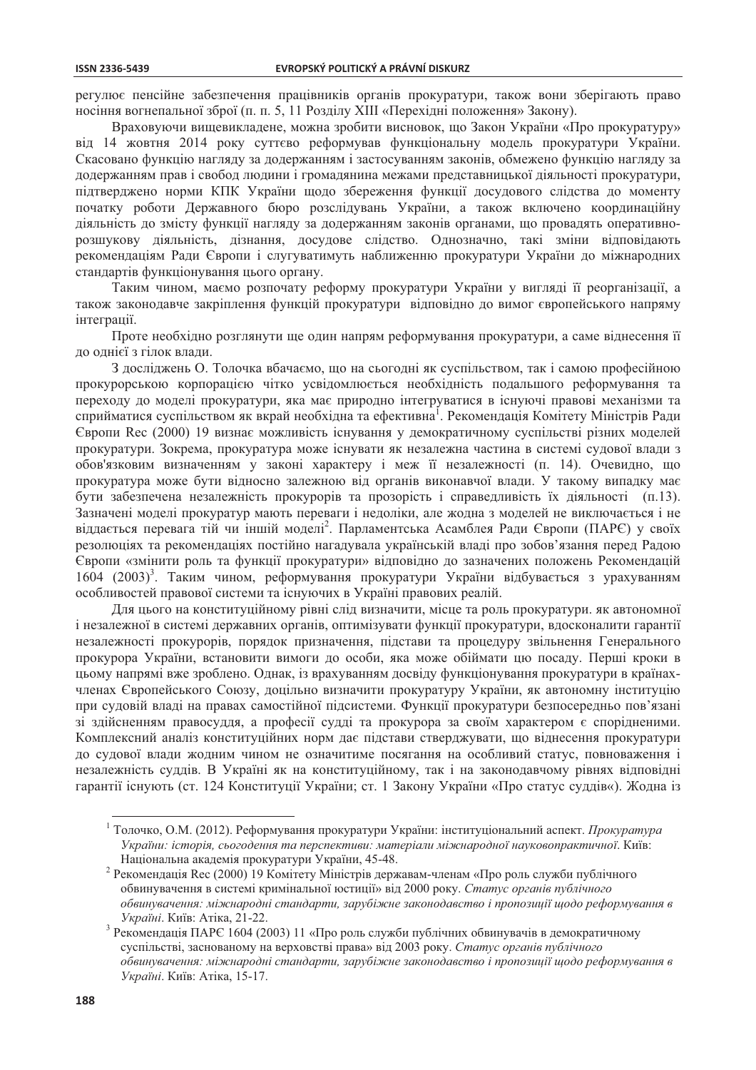регулює пенсійне забезпечення працівників органів прокуратури, також вони зберігають право носіння вогнепальної зброї (п. п. 5, 11 Розділу XIII «Перехідні положення» Закону).

Враховуючи вищевикладене, можна зробити висновок, що Закон України «Про прокуратуру» від 14 жовтня 2014 року суттєво реформував функціональну модель прокуратури України. Скасовано функцію нагляду за додержанням і застосуванням законів, обмежено функцію нагляду за додержанням прав і свобод людини і громадянина межами представницької діяльності прокуратури, підтверджено норми КПК України щодо збереження функції досудового слідства до моменту початку роботи Державного бюро розслідувань України, а також включено координаційну діяльність до змісту функції нагляду за додержанням законів органами, що провадять оперативно-розшукову діяльність, дізнання, досудове слідство. Однозначно, такі зміни відповідають рекомендаціям Ради Європи і слугуватимуть наближенню прокуратури України до міжнародних стандартів функціонування цього органу.

Таким чином, маємо розпочату реформу прокуратури України у вигляді її реорганізації, а також законодавче закріплення функцій прокуратури  відповідно до вимог європейського напряму інтеграції.

Проте необхідно розглянути ще один напрям реформування прокуратури, а саме віднесення її до однієї з гілок влади.

З досліджень О. Толочка вбачаємо, що на сьогодні як суспільством, так і самою професійною прокурорською корпорацією чітко усвідомлюється необхідність подальшого реформування та переходу до моделі прокуратури, яка має природно інтегруватися в існуючі правові механізми та сприйматися суспільством як вкрай необхідна та ефективна[1]. Рекомендація Комітету Міністрів Ради Європи Rec (2000) 19 визнає можливість існування у демократичному суспільстві різних моделей прокуратури. Зокрема, прокуратура може існувати як незалежна частина в системі судової влади з обов'язковим визначенням у законі характеру і меж її незалежності (п. 14). Очевидно, що прокуратура може бути відносно залежною від органів виконавчої влади. У такому випадку має бути забезпечена незалежність прокурорів та прозорість і справедливість їх діяльності  (п.13). Зазначені моделі прокуратур мають переваги і недоліки, але жодна з моделей не виключається і не віддається перевага тій чи іншій моделі[2]. Парламентська Асамблея Ради Європи (ПАРЄ) у своїх резолюціях та рекомендаціях постійно нагадувала українській владі про зобов'язання перед Радою Європи «змінити роль та функції прокуратури» відповідно до зазначених положень Рекомендацій 1604 (2003)[3]. Таким чином, реформування прокуратури України відбувається з урахуванням особливостей правової системи та існуючих в Україні правових реалій.

Для цього на конституційному рівні слід визначити, місце та роль прокуратури. як автономної і незалежної в системі державних органів, оптимізувати функції прокуратури, вдосконалити гарантії незалежності прокурорів, порядок призначення, підстави та процедуру звільнення Генерального прокурора України, встановити вимоги до особи, яка може обіймати цю посаду. Перші кроки в цьому напрямі вже зроблено. Однак, із врахуванням досвіду функціонування прокуратури в країнах-членах Європейського Союзу, доцільно визначити прокуратуру України, як автономну інституцію при судовій владі на правах самостійної підсистеми. Функції прокуратури безпосередньо пов'язані зі здійсненням правосуддя, а професії судді та прокурора за своїм характером є спорідненими. Комплексний аналіз конституційних норм дає підстави стверджувати, що віднесення прокуратури до судової влади жодним чином не означитиме посягання на особливий статус, повноваження і незалежність суддів. В Україні як на конституційному, так і на законодавчому рівнях відповідні гарантії існують (ст. 124 Конституції України; ст. 1 Закону України «Про статус суддів«). Жодна із

---

[1] Толочко, О.М. (2012). Реформування прокуратури України: інституціональний аспект. *Прокуратура України: історія, сьогодення та перспективи: матеріали міжнародної науковопрактичної*. Київ: Національна академія прокуратури України, 45-48.

[2] Рекомендація Rec (2000) 19 Комітету Міністрів державам-членам «Про роль служби публічного обвинувачення в системі кримінальної юстиції» від 2000 року. *Статус органів публічного обвинувачення: міжнародні стандарти, зарубіжне законодавство і пропозиції щодо реформування в Україні*. Київ: Атіка, 21-22.

[3] Рекомендація ПАРЄ 1604 (2003) 11 «Про роль служби публічних обвинувачів в демократичному суспільстві, заснованому на верховстві права» від 2003 року. *Статус органів публічного обвинувачення: міжнародні стандарти, зарубіжне законодавство і пропозиції щодо реформування в Україні*. Київ: Атіка, 15-17.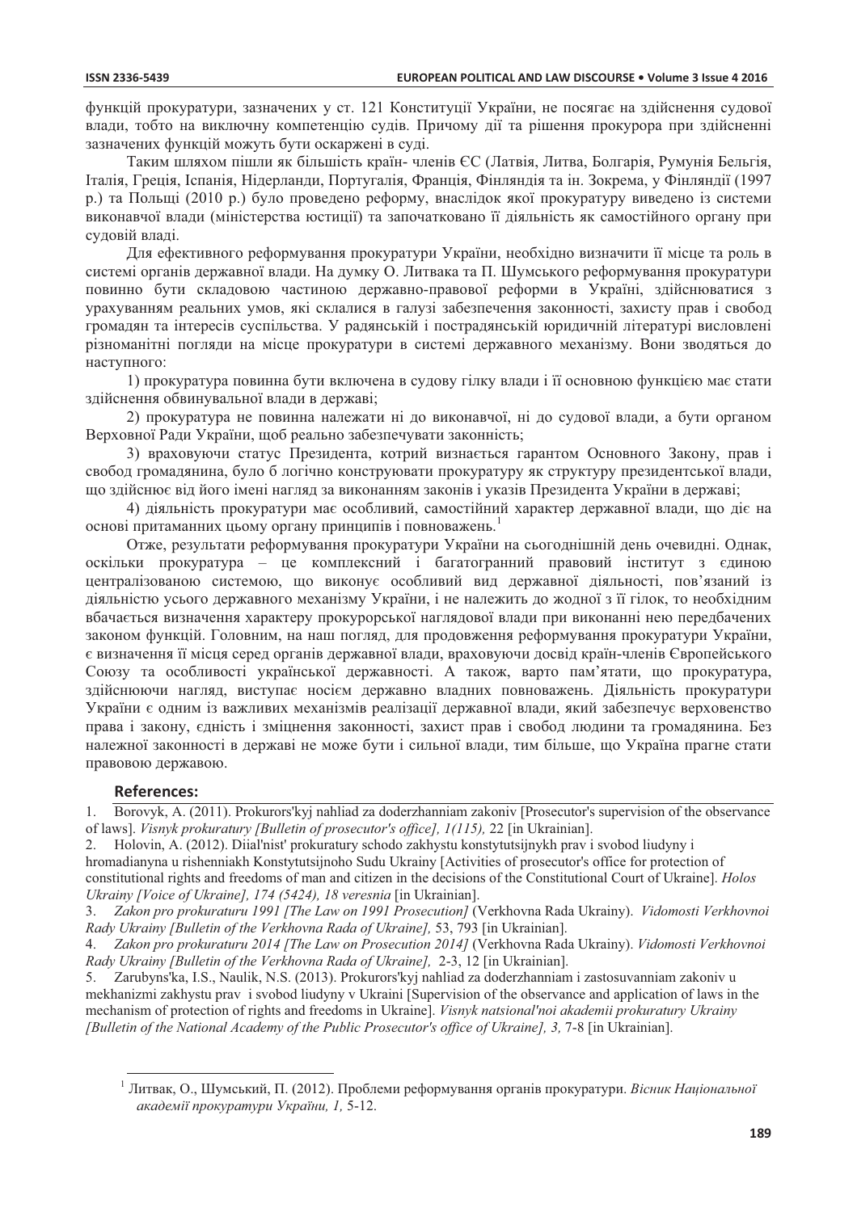функцій прокуратури, зазначених у ст. 121 Конституції України, не посягає на здійснення судової влади, тобто на виключну компетенцію судів. Причому дії та рішення прокурора при здійсненні зазначених функцій можуть бути оскаржені в суді.

Таким шляхом пішли як більшість країн- членів ЄС (Латвія, Литва, Болгарія, Румунія Бельгія, Італія, Греція, Іспанія, Нідерланди, Португалія, Франція, Фінляндія та ін. Зокрема, у Фінляндії (1997 р.) та Польщі (2010 р.) було проведено реформу, внаслідок якої прокуратуру виведено із системи виконавчої влади (міністерства юстиції) та започатковано її діяльність як самостійного органу при судовій владі.

Для ефективного реформування прокуратури України, необхідно визначити її місце та роль в системі органів державної влади. На думку О. Литвака та П. Шумського реформування прокуратури повинно бути складовою частиною державно-правової реформи в Україні, здійснюватися з урахуванням реальних умов, які склалися в галузі забезпечення законності, захисту прав і свобод громадян та інтересів суспільства. У радянській і пострадянській юридичній літературі висловлені різноманітні погляди на місце прокуратури в системі державного механізму. Вони зводяться до наступного:

1) прокуратура повинна бути включена в судову гілку влади і її основною функцією має стати здійснення обвинувальної влади в державі;

2) прокуратура не повинна належати ні до виконавчої, ні до судової влади, а бути органом Верховної Ради України, щоб реально забезпечувати законність;

3) враховуючи статус Президента, котрий визнається гарантом Основного Закону, прав і свобод громадянина, було б логічно конструювати прокуратуру як структуру президентської влади, що здійснює від його імені нагляд за виконанням законів і указів Президента України в державі;

4) діяльність прокуратури має особливий, самостійний характер державної влади, що діє на основі притаманних цьому органу принципів і повноважень.[1]

Отже, результати реформування прокуратури України на сьогоднішній день очевидні. Однак, оскільки прокуратура – це комплексний і багатогранний правовий інститут з єдиною централізованою системою, що виконує особливий вид державної діяльності, пов'язаний із діяльністю усього державного механізму України, і не належить до жодної з її гілок, то необхідним вбачається визначення характеру прокурорської наглядової влади при виконанні нею передбачених законом функцій. Головним, на наш погляд, для продовження реформування прокуратури України, є визначення її місця серед органів державної влади, враховуючи досвід країн-членів Європейського Союзу та особливості української державності. А також, варто пам'ятати, що прокуратура, здійснюючи нагляд, виступає носієм державно владних повноважень. Діяльність прокуратури України є одним із важливих механізмів реалізації державної влади, який забезпечує верховенство права і закону, єдність і зміцнення законності, захист прав і свобод людини та громадянина. Без належної законності в державі не може бути і сильної влади, тим більше, що Україна прагне стати правовою державою.

## References:

1. Borovyk, A. (2011). Prokurors'kyj nahliad za doderzhanniam zakoniv [Prosecutor's supervision of the observance of laws]. *Visnyk prokuratury [Bulletin of prosecutor's office], 1(115),* 22 [in Ukrainian].
2. Holovin, A. (2012). Diial'nist' prokuratury schodo zakhystu konstytutsijnykh prav i svobod liudyny i hromadianyna u rishenniakh Konstytutsijnoho Sudu Ukrainy [Activities of prosecutor's office for protection of constitutional rights and freedoms of man and citizen in the decisions of the Constitutional Court of Ukraine]. *Holos Ukrainy [Voice of Ukraine], 174 (5424), 18 veresnia* [in Ukrainian].
3. *Zakon pro prokuraturu 1991 [The Law on 1991 Prosecution]* (Verkhovna Rada Ukrainy). *Vidomosti Verkhovnoi Rady Ukrainy [Bulletin of the Verkhovna Rada of Ukraine],* 53, 793 [in Ukrainian].
4. *Zakon pro prokuraturu 2014 [The Law on Prosecution 2014]* (Verkhovna Rada Ukrainy). *Vidomosti Verkhovnoi Rady Ukrainy [Bulletin of the Verkhovna Rada of Ukraine],* 2-3, 12 [in Ukrainian].
5. Zarubyns'ka, I.S., Naulik, N.S. (2013). Prokurors'kyj nahliad za doderzhanniam i zastosuvanniam zakoniv u mekhanizmi zakhystu prav i svobod liudyny v Ukraini [Supervision of the observance and application of laws in the mechanism of protection of rights and freedoms in Ukraine]. *Visnyk natsional'noi akademii prokuratury Ukrainy [Bulletin of the National Academy of the Public Prosecutor's office of Ukraine], 3,* 7-8 [in Ukrainian].

---

[1] Литвак, О., Шумський, П. (2012). Проблеми реформування органів прокуратури. *Вісник Національної академії прокуратури України, 1,* 5-12.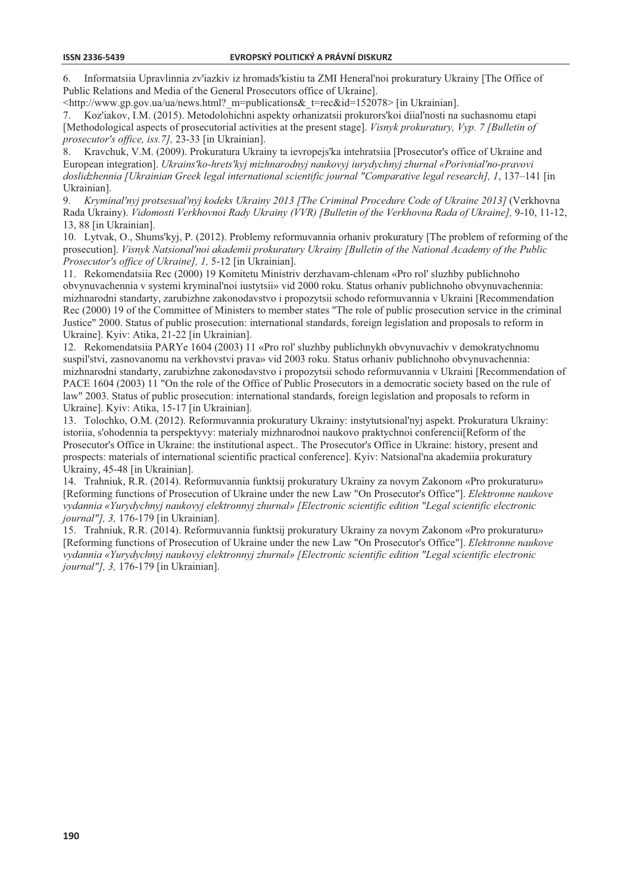6. Informatsiia Upravlinnia zv'iazkiv iz hromads'kistiu ta ZMI Heneral'noi prokuratury Ukrainy [The Office of Public Relations and Media of the General Prosecutors office of Ukraine]. <http://www.gp.gov.ua/ua/news.html?_m=publications&_t=rec&id=152078> [in Ukrainian].

7. Koz'iakov, I.M. (2015). Metodolohichni aspekty orhanizatsii prokurors'koi diial'nosti na suchasnomu etapi [Methodological aspects of prosecutorial activities at the present stage]. *Visnyk prokuratury, Vyp. 7 [Bulletin of prosecutor's office, iss.7],* 23-33 [in Ukrainian].

8. Kravchuk, V.M. (2009). Prokuratura Ukrainy ta ievropejs'ka intehratsiia [Prosecutor's office of Ukraine and European integration]. *Ukrains'ko-hrets'kyj mizhnarodnyj naukovyj iurydychnyj zhurnal «Porivnial'no-pravovi doslidzhennia [Ukrainian Greek legal international scientific journal "Comparative legal research], 1*, 137–141 [in Ukrainian].

9. *Kryminal'nyj protsesual'nyj kodeks Ukrainy 2013 [The Criminal Procedure Code of Ukraine 2013]* (Verkhovna Rada Ukrainy). *Vidomosti Verkhovnoi Rady Ukrainy (VVR) [Bulletin of the Verkhovna Rada of Ukraine],* 9-10, 11-12, 13, 88 [in Ukrainian].

10. Lytvak, O., Shums'kyj, P. (2012). Problemy reformuvannia orhaniv prokuratury [The problem of reforming of the prosecution]. *Visnyk Natsional'noi akademii prokuratury Ukrainy [Bulletin of the National Academy of the Public Prosecutor's office of Ukraine], 1,* 5-12 [in Ukrainian].

11. Rekomendatsiia Rec (2000) 19 Komitetu Ministriv derzhavam-chlenam «Pro rol' sluzhby publichnoho obvynuvachennia v systemi kryminal'noi iustytsii» vid 2000 roku. Status orhaniv publichnoho obvynuvachennia: mizhnarodni standarty, zarubizhne zakonodavstvo i propozytsii schodo reformuvannia v Ukraini [Recommendation Rec (2000) 19 of the Committee of Ministers to member states "The role of public prosecution service in the criminal Justice" 2000. Status of public prosecution: international standards, foreign legislation and proposals to reform in Ukraine]. Kyiv: Atika, 21-22 [in Ukrainian].

12. Rekomendatsiia PARYe 1604 (2003) 11 «Pro rol' sluzhby publichnykh obvynuvachiv v demokratychnomu suspil'stvi, zasnovanomu na verkhovstvi prava» vid 2003 roku. Status orhaniv publichnoho obvynuvachennia: mizhnarodni standarty, zarubizhne zakonodavstvo i propozytsii schodo reformuvannia v Ukraini [Recommendation of PACE 1604 (2003) 11 "On the role of the Office of Public Prosecutors in a democratic society based on the rule of law" 2003. Status of public prosecution: international standards, foreign legislation and proposals to reform in Ukraine]. Kyiv: Atika, 15-17 [in Ukrainian].

13. Tolochko, O.M. (2012). Reformuvannia prokuratury Ukrainy: instytutsional'nyj aspekt. Prokuratura Ukrainy: istoriia, s'ohodennia ta perspektyvy: materialy mizhnarodnoi naukovo praktychnoi conferencii[Reform of the Prosecutor's Office in Ukraine: the institutional aspect.. The Prosecutor's Office in Ukraine: history, present and prospects: materials of international scientific practical conference]. Kyiv: Natsional'na akademiia prokuratury Ukrainy, 45-48 [in Ukrainian].

14. Trahniuk, R.R. (2014). Reformuvannia funktsij prokuratury Ukrainy za novym Zakonom «Pro prokuraturu» [Reforming functions of Prosecution of Ukraine under the new Law "On Prosecutor's Office"]. *Elektronne naukove vydannia «Yurydychnyj naukovyj elektronnyj zhurnal» [Electronic scientific edition "Legal scientific electronic journal"], 3,* 176-179 [in Ukrainian].

15. Trahniuk, R.R. (2014). Reformuvannia funktsij prokuratury Ukrainy za novym Zakonom «Pro prokuraturu» [Reforming functions of Prosecution of Ukraine under the new Law "On Prosecutor's Office"]. *Elektronne naukove vydannia «Yurydychnyj naukovyj elektronnyj zhurnal» [Electronic scientific edition "Legal scientific electronic journal"], 3,* 176-179 [in Ukrainian].